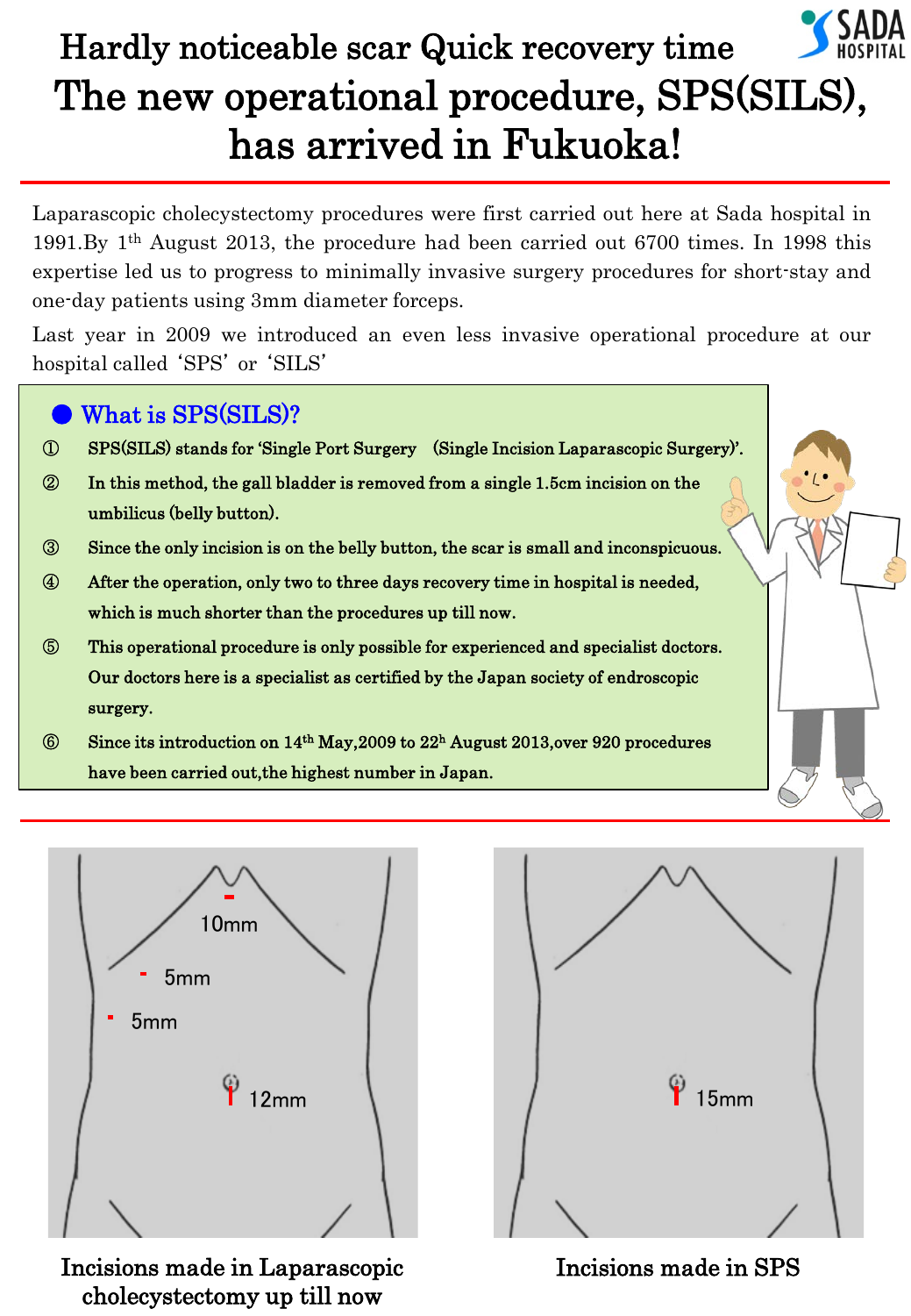Hardly noticeable scar Quick recovery time

SADA HOSPITAL

# The new operational procedure, SPS(SILS), has arrived in Fukuoka!

Laparascopic cholecystectomy procedures were first carried out here at Sada hospital in 1991.By 1th August 2013, the procedure had been carried out 6700 times. In 1998 this expertise led us to progress to minimally invasive surgery procedures for short-stay and one-day patients using 3mm diameter forceps.

Last year in 2009 we introduced an even less invasive operational procedure at our hospital called 'SPS' or 'SILS'

## ● What is SPS(SILS)?

① **SPS(SILS) stands for 'Single Port Surgery (Single Incision Laparascopic Surgery)'.**

② **In this method, the gall bladder is removed from a single 1.5cm incision on the umbilicus (belly button).**

③ **Since the only incision is on the belly button, the scar is small and inconspicuous.**

④ **After the operation, only two to three days recovery time in hospital is needed, which is much shorter than the procedures up till now.**

⑤ **This operational procedure is only possible for experienced and specialist doctors. Our doctors here is a specialist as certified by the Japan society of endroscopic surgery.**

⑥ **Since its introduction on 14th May,2009 to 22h August 2013,over 920 procedures have been carried out,the highest number in Japan.**

10mm

5mm

5mm

12mm

Incisions made in Laparascopic cholecystectomy up till now

15mm

Incisions made in SPS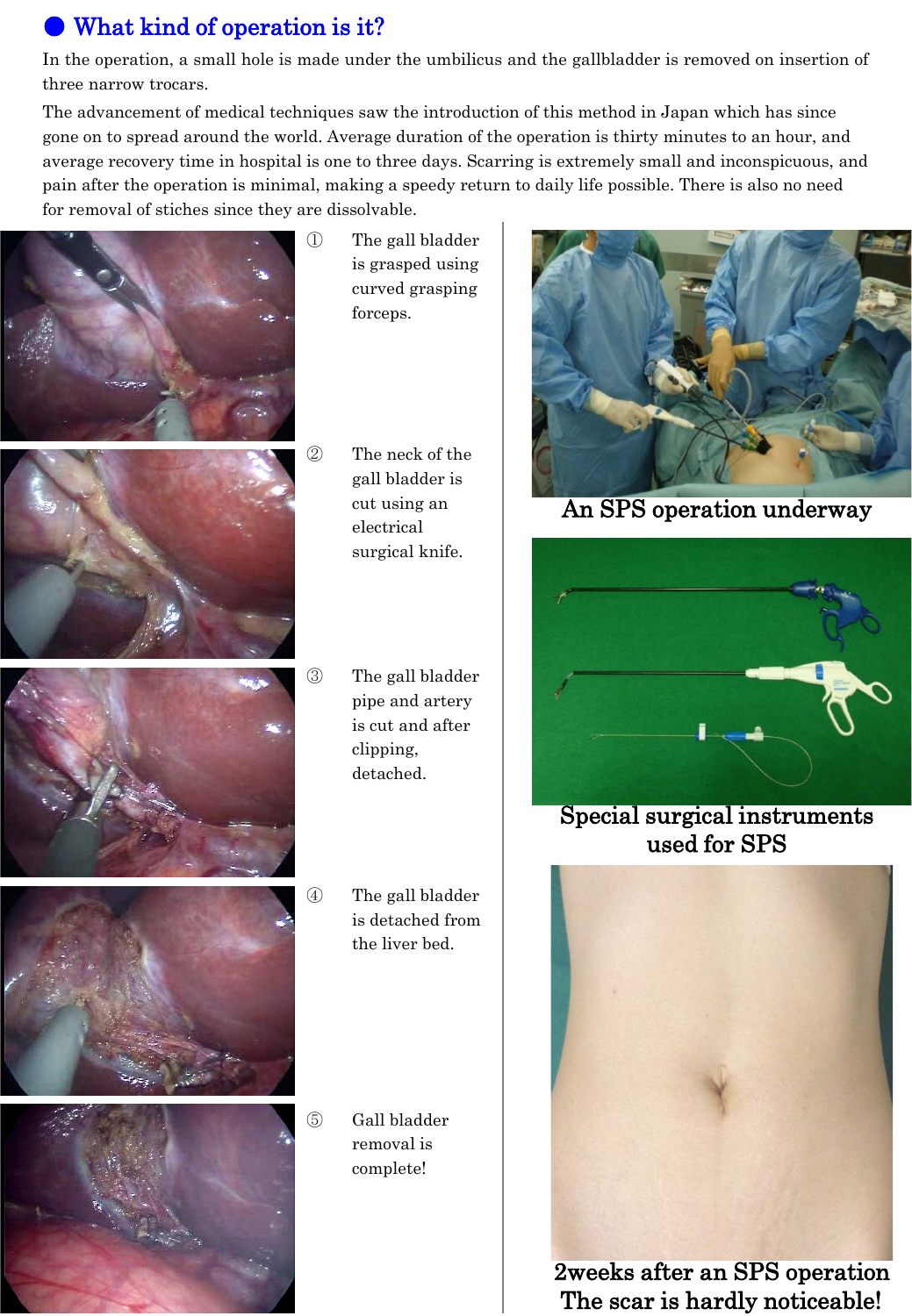## ● What kind of operation is it?

In the operation, a small hole is made under the umbilicus and the gallbladder is removed on insertion of three narrow trocars.

The advancement of medical techniques saw the introduction of this method in Japan which has since gone on to spread around the world. Average duration of the operation is thirty minutes to an hour, and average recovery time in hospital is one to three days. Scarring is extremely small and inconspicuous, and pain after the operation is minimal, making a speedy return to daily life possible. There is also no need for removal of stiches since they are dissolvable.

① The gall bladder is grasped using curved grasping forceps.

② The neck of the gall bladder is cut using an electrical surgical knife.

③ The gall bladder pipe and artery is cut and after clipping, detached.

④ The gall bladder is detached from the liver bed.

⑤ Gall bladder removal is complete!

An SPS operation underway

Special surgical instruments used for SPS

2weeks after an SPS operation
The scar is hardly noticeable!